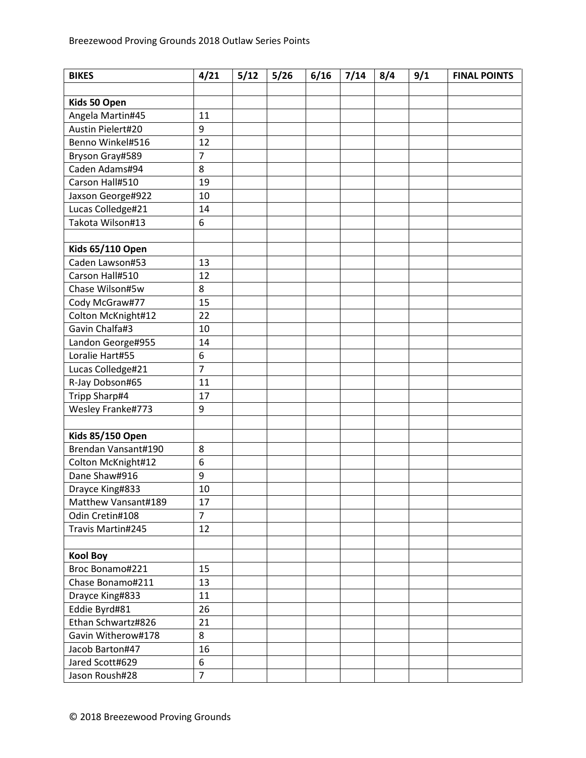Breezewood Proving Grounds 2018 Outlaw Series Points

| BIKES | 4/21 | 5/12 | 5/26 | 6/16 | 7/14 | 8/4 | 9/1 | FINAL POINTS |
|---|---|---|---|---|---|---|---|---|
| | | | | | | | | |
| **Kids 50 Open** | | | | | | | | |
| Angela Martin#45 | 11 | | | | | | | |
| Austin Pielert#20 | 9 | | | | | | | |
| Benno Winkel#516 | 12 | | | | | | | |
| Bryson Gray#589 | 7 | | | | | | | |
| Caden Adams#94 | 8 | | | | | | | |
| Carson Hall#510 | 19 | | | | | | | |
| Jaxson George#922 | 10 | | | | | | | |
| Lucas Colledge#21 | 14 | | | | | | | |
| Takota Wilson#13 | 6 | | | | | | | |
| | | | | | | | | |
| **Kids 65/110 Open** | | | | | | | | |
| Caden Lawson#53 | 13 | | | | | | | |
| Carson Hall#510 | 12 | | | | | | | |
| Chase Wilson#5w | 8 | | | | | | | |
| Cody McGraw#77 | 15 | | | | | | | |
| Colton McKnight#12 | 22 | | | | | | | |
| Gavin Chalfa#3 | 10 | | | | | | | |
| Landon George#955 | 14 | | | | | | | |
| Loralie Hart#55 | 6 | | | | | | | |
| Lucas Colledge#21 | 7 | | | | | | | |
| R-Jay Dobson#65 | 11 | | | | | | | |
| Tripp Sharp#4 | 17 | | | | | | | |
| Wesley Franke#773 | 9 | | | | | | | |
| | | | | | | | | |
| **Kids 85/150 Open** | | | | | | | | |
| Brendan Vansant#190 | 8 | | | | | | | |
| Colton McKnight#12 | 6 | | | | | | | |
| Dane Shaw#916 | 9 | | | | | | | |
| Drayce King#833 | 10 | | | | | | | |
| Matthew Vansant#189 | 17 | | | | | | | |
| Odin Cretin#108 | 7 | | | | | | | |
| Travis Martin#245 | 12 | | | | | | | |
| | | | | | | | | |
| **Kool Boy** | | | | | | | | |
| Broc Bonamo#221 | 15 | | | | | | | |
| Chase Bonamo#211 | 13 | | | | | | | |
| Drayce King#833 | 11 | | | | | | | |
| Eddie Byrd#81 | 26 | | | | | | | |
| Ethan Schwartz#826 | 21 | | | | | | | |
| Gavin Witherow#178 | 8 | | | | | | | |
| Jacob Barton#47 | 16 | | | | | | | |
| Jared Scott#629 | 6 | | | | | | | |
| Jason Roush#28 | 7 | | | | | | | |

© 2018 Breezewood Proving Grounds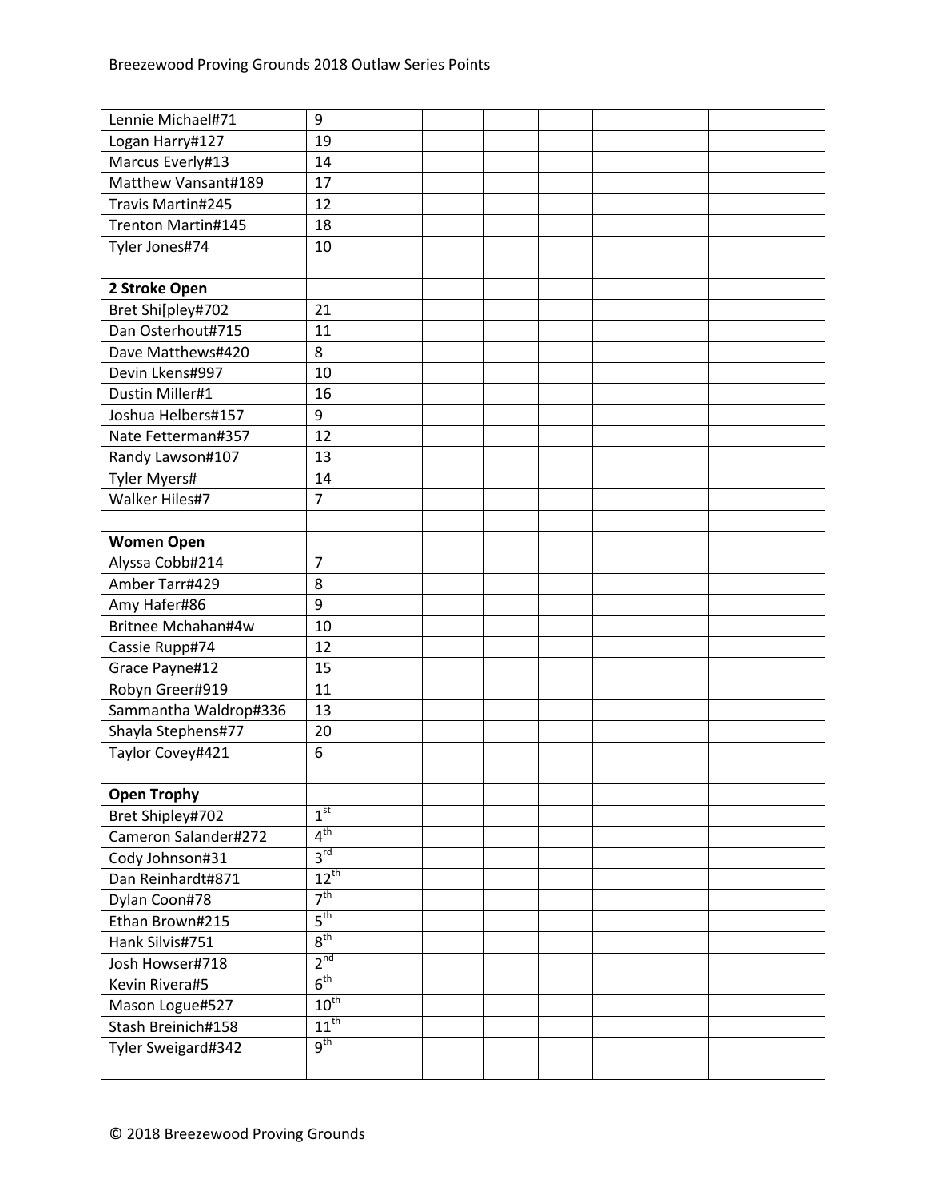| | | | | | | | | |
|---|---|---|---|---|---|---|---|---|
| Lennie Michael#71 | 9 | | | | | | | |
| Logan Harry#127 | 19 | | | | | | | |
| Marcus Everly#13 | 14 | | | | | | | |
| Matthew Vansant#189 | 17 | | | | | | | |
| Travis Martin#245 | 12 | | | | | | | |
| Trenton Martin#145 | 18 | | | | | | | |
| Tyler Jones#74 | 10 | | | | | | | |
| | | | | | | | | |
| **2 Stroke Open** | | | | | | | | |
| Bret Shi[pley#702 | 21 | | | | | | | |
| Dan Osterhout#715 | 11 | | | | | | | |
| Dave Matthews#420 | 8 | | | | | | | |
| Devin Lkens#997 | 10 | | | | | | | |
| Dustin Miller#1 | 16 | | | | | | | |
| Joshua Helbers#157 | 9 | | | | | | | |
| Nate Fetterman#357 | 12 | | | | | | | |
| Randy Lawson#107 | 13 | | | | | | | |
| Tyler Myers# | 14 | | | | | | | |
| Walker Hiles#7 | 7 | | | | | | | |
| | | | | | | | | |
| **Women Open** | | | | | | | | |
| Alyssa Cobb#214 | 7 | | | | | | | |
| Amber Tarr#429 | 8 | | | | | | | |
| Amy Hafer#86 | 9 | | | | | | | |
| Britnee Mchahan#4w | 10 | | | | | | | |
| Cassie Rupp#74 | 12 | | | | | | | |
| Grace Payne#12 | 15 | | | | | | | |
| Robyn Greer#919 | 11 | | | | | | | |
| Sammantha Waldrop#336 | 13 | | | | | | | |
| Shayla Stephens#77 | 20 | | | | | | | |
| Taylor Covey#421 | 6 | | | | | | | |
| | | | | | | | | |
| **Open Trophy** | | | | | | | | |
| Bret Shipley#702 | 1st | | | | | | | |
| Cameron Salander#272 | 4th | | | | | | | |
| Cody Johnson#31 | 3rd | | | | | | | |
| Dan Reinhardt#871 | 12th | | | | | | | |
| Dylan Coon#78 | 7th | | | | | | | |
| Ethan Brown#215 | 5th | | | | | | | |
| Hank Silvis#751 | 8th | | | | | | | |
| Josh Howser#718 | 2nd | | | | | | | |
| Kevin Rivera#5 | 6th | | | | | | | |
| Mason Logue#527 | 10th | | | | | | | |
| Stash Breinich#158 | 11th | | | | | | | |
| Tyler Sweigard#342 | 9th | | | | | | | |
| | | | | | | | | |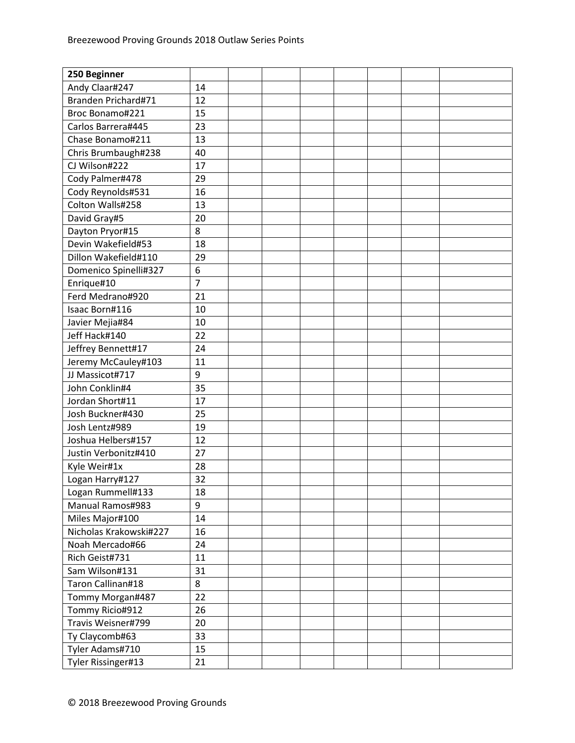| 250 Beginner | | | | | | | | |
|---|---|---|---|---|---|---|---|---|
| Andy Claar#247 | 14 | | | | | | | |
| Branden Prichard#71 | 12 | | | | | | | |
| Broc Bonamo#221 | 15 | | | | | | | |
| Carlos Barrera#445 | 23 | | | | | | | |
| Chase Bonamo#211 | 13 | | | | | | | |
| Chris Brumbaugh#238 | 40 | | | | | | | |
| CJ Wilson#222 | 17 | | | | | | | |
| Cody Palmer#478 | 29 | | | | | | | |
| Cody Reynolds#531 | 16 | | | | | | | |
| Colton Walls#258 | 13 | | | | | | | |
| David Gray#5 | 20 | | | | | | | |
| Dayton Pryor#15 | 8 | | | | | | | |
| Devin Wakefield#53 | 18 | | | | | | | |
| Dillon Wakefield#110 | 29 | | | | | | | |
| Domenico Spinelli#327 | 6 | | | | | | | |
| Enrique#10 | 7 | | | | | | | |
| Ferd Medrano#920 | 21 | | | | | | | |
| Isaac Born#116 | 10 | | | | | | | |
| Javier Mejia#84 | 10 | | | | | | | |
| Jeff Hack#140 | 22 | | | | | | | |
| Jeffrey Bennett#17 | 24 | | | | | | | |
| Jeremy McCauley#103 | 11 | | | | | | | |
| JJ Massicot#717 | 9 | | | | | | | |
| John Conklin#4 | 35 | | | | | | | |
| Jordan Short#11 | 17 | | | | | | | |
| Josh Buckner#430 | 25 | | | | | | | |
| Josh Lentz#989 | 19 | | | | | | | |
| Joshua Helbers#157 | 12 | | | | | | | |
| Justin Verbonitz#410 | 27 | | | | | | | |
| Kyle Weir#1x | 28 | | | | | | | |
| Logan Harry#127 | 32 | | | | | | | |
| Logan Rummell#133 | 18 | | | | | | | |
| Manual Ramos#983 | 9 | | | | | | | |
| Miles Major#100 | 14 | | | | | | | |
| Nicholas Krakowski#227 | 16 | | | | | | | |
| Noah Mercado#66 | 24 | | | | | | | |
| Rich Geist#731 | 11 | | | | | | | |
| Sam Wilson#131 | 31 | | | | | | | |
| Taron Callinan#18 | 8 | | | | | | | |
| Tommy Morgan#487 | 22 | | | | | | | |
| Tommy Ricio#912 | 26 | | | | | | | |
| Travis Weisner#799 | 20 | | | | | | | |
| Ty Claycomb#63 | 33 | | | | | | | |
| Tyler Adams#710 | 15 | | | | | | | |
| Tyler Rissinger#13 | 21 | | | | | | | |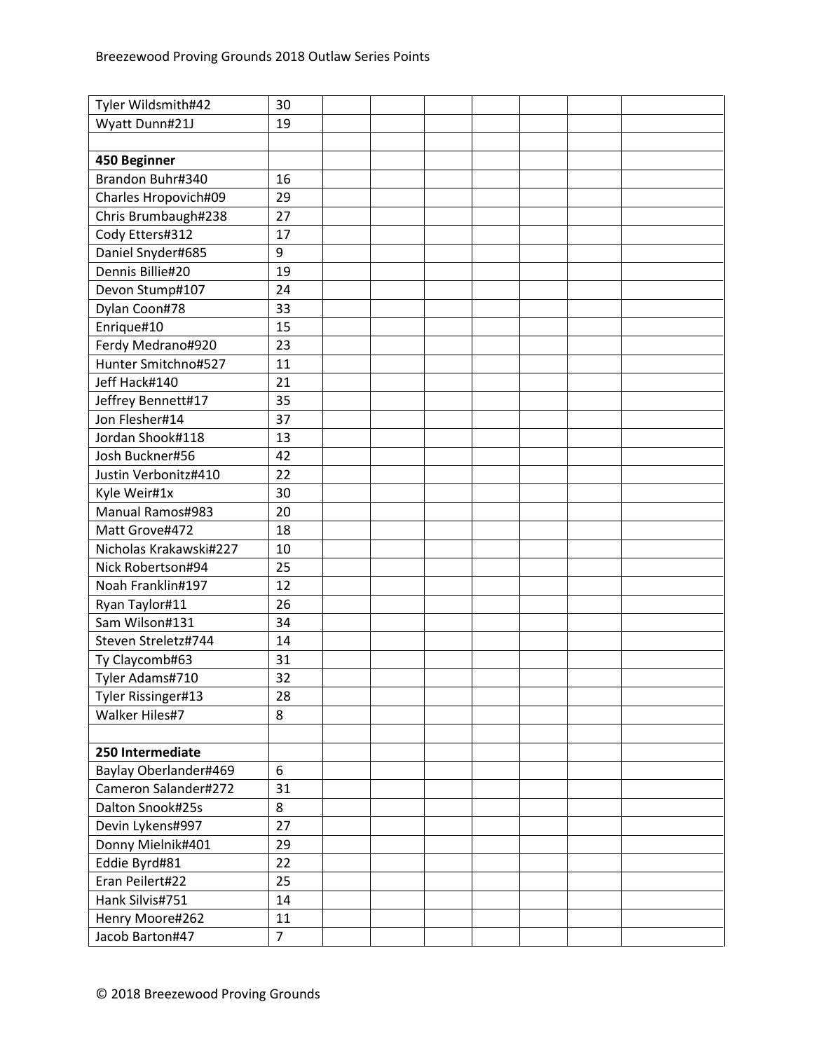| | | | | | | | | |
|---|---|---|---|---|---|---|---|---|
| Tyler Wildsmith#42 | 30 | | | | | | | |
| Wyatt Dunn#21J | 19 | | | | | | | |
| | | | | | | | | |
| **450 Beginner** | | | | | | | | |
| Brandon Buhr#340 | 16 | | | | | | | |
| Charles Hropovich#09 | 29 | | | | | | | |
| Chris Brumbaugh#238 | 27 | | | | | | | |
| Cody Etters#312 | 17 | | | | | | | |
| Daniel Snyder#685 | 9 | | | | | | | |
| Dennis Billie#20 | 19 | | | | | | | |
| Devon Stump#107 | 24 | | | | | | | |
| Dylan Coon#78 | 33 | | | | | | | |
| Enrique#10 | 15 | | | | | | | |
| Ferdy Medrano#920 | 23 | | | | | | | |
| Hunter Smitchno#527 | 11 | | | | | | | |
| Jeff Hack#140 | 21 | | | | | | | |
| Jeffrey Bennett#17 | 35 | | | | | | | |
| Jon Flesher#14 | 37 | | | | | | | |
| Jordan Shook#118 | 13 | | | | | | | |
| Josh Buckner#56 | 42 | | | | | | | |
| Justin Verbonitz#410 | 22 | | | | | | | |
| Kyle Weir#1x | 30 | | | | | | | |
| Manual Ramos#983 | 20 | | | | | | | |
| Matt Grove#472 | 18 | | | | | | | |
| Nicholas Krakawski#227 | 10 | | | | | | | |
| Nick Robertson#94 | 25 | | | | | | | |
| Noah Franklin#197 | 12 | | | | | | | |
| Ryan Taylor#11 | 26 | | | | | | | |
| Sam Wilson#131 | 34 | | | | | | | |
| Steven Streletz#744 | 14 | | | | | | | |
| Ty Claycomb#63 | 31 | | | | | | | |
| Tyler Adams#710 | 32 | | | | | | | |
| Tyler Rissinger#13 | 28 | | | | | | | |
| Walker Hiles#7 | 8 | | | | | | | |
| | | | | | | | | |
| **250 Intermediate** | | | | | | | | |
| Baylay Oberlander#469 | 6 | | | | | | | |
| Cameron Salander#272 | 31 | | | | | | | |
| Dalton Snook#25s | 8 | | | | | | | |
| Devin Lykens#997 | 27 | | | | | | | |
| Donny Mielnik#401 | 29 | | | | | | | |
| Eddie Byrd#81 | 22 | | | | | | | |
| Eran Peilert#22 | 25 | | | | | | | |
| Hank Silvis#751 | 14 | | | | | | | |
| Henry Moore#262 | 11 | | | | | | | |
| Jacob Barton#47 | 7 | | | | | | | |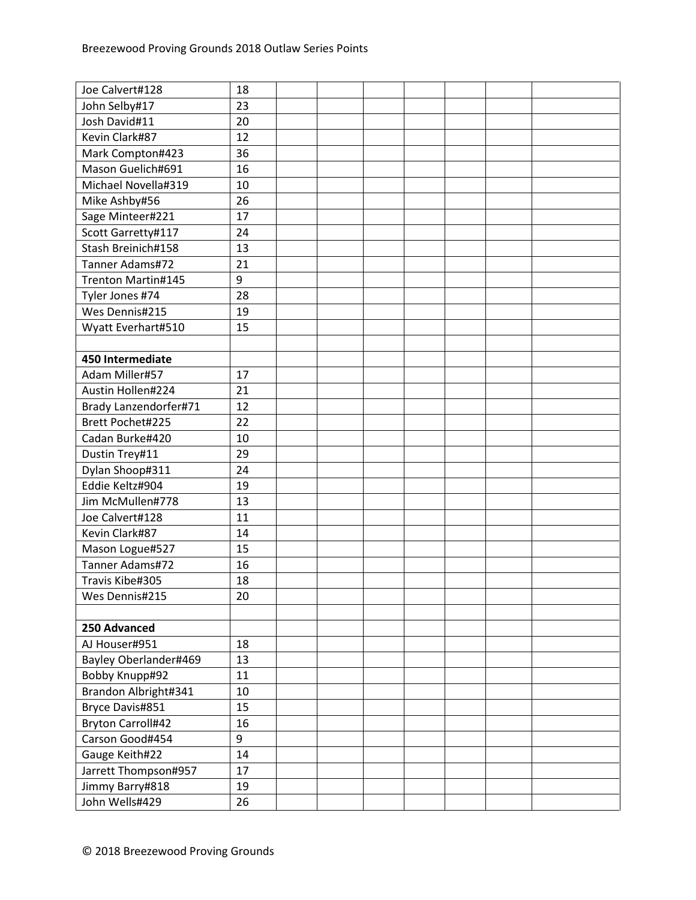| | | | | | | | | |
|---|---|---|---|---|---|---|---|---|
| Joe Calvert#128 | 18 | | | | | | | |
| John Selby#17 | 23 | | | | | | | |
| Josh David#11 | 20 | | | | | | | |
| Kevin Clark#87 | 12 | | | | | | | |
| Mark Compton#423 | 36 | | | | | | | |
| Mason Guelich#691 | 16 | | | | | | | |
| Michael Novella#319 | 10 | | | | | | | |
| Mike Ashby#56 | 26 | | | | | | | |
| Sage Minteer#221 | 17 | | | | | | | |
| Scott Garretty#117 | 24 | | | | | | | |
| Stash Breinich#158 | 13 | | | | | | | |
| Tanner Adams#72 | 21 | | | | | | | |
| Trenton Martin#145 | 9 | | | | | | | |
| Tyler Jones #74 | 28 | | | | | | | |
| Wes Dennis#215 | 19 | | | | | | | |
| Wyatt Everhart#510 | 15 | | | | | | | |
| | | | | | | | | |
| **450 Intermediate** | | | | | | | | |
| Adam Miller#57 | 17 | | | | | | | |
| Austin Hollen#224 | 21 | | | | | | | |
| Brady Lanzendorfer#71 | 12 | | | | | | | |
| Brett Pochet#225 | 22 | | | | | | | |
| Cadan Burke#420 | 10 | | | | | | | |
| Dustin Trey#11 | 29 | | | | | | | |
| Dylan Shoop#311 | 24 | | | | | | | |
| Eddie Keltz#904 | 19 | | | | | | | |
| Jim McMullen#778 | 13 | | | | | | | |
| Joe Calvert#128 | 11 | | | | | | | |
| Kevin Clark#87 | 14 | | | | | | | |
| Mason Logue#527 | 15 | | | | | | | |
| Tanner Adams#72 | 16 | | | | | | | |
| Travis Kibe#305 | 18 | | | | | | | |
| Wes Dennis#215 | 20 | | | | | | | |
| | | | | | | | | |
| **250 Advanced** | | | | | | | | |
| AJ Houser#951 | 18 | | | | | | | |
| Bayley Oberlander#469 | 13 | | | | | | | |
| Bobby Knupp#92 | 11 | | | | | | | |
| Brandon Albright#341 | 10 | | | | | | | |
| Bryce Davis#851 | 15 | | | | | | | |
| Bryton Carroll#42 | 16 | | | | | | | |
| Carson Good#454 | 9 | | | | | | | |
| Gauge Keith#22 | 14 | | | | | | | |
| Jarrett Thompson#957 | 17 | | | | | | | |
| Jimmy Barry#818 | 19 | | | | | | | |
| John Wells#429 | 26 | | | | | | | |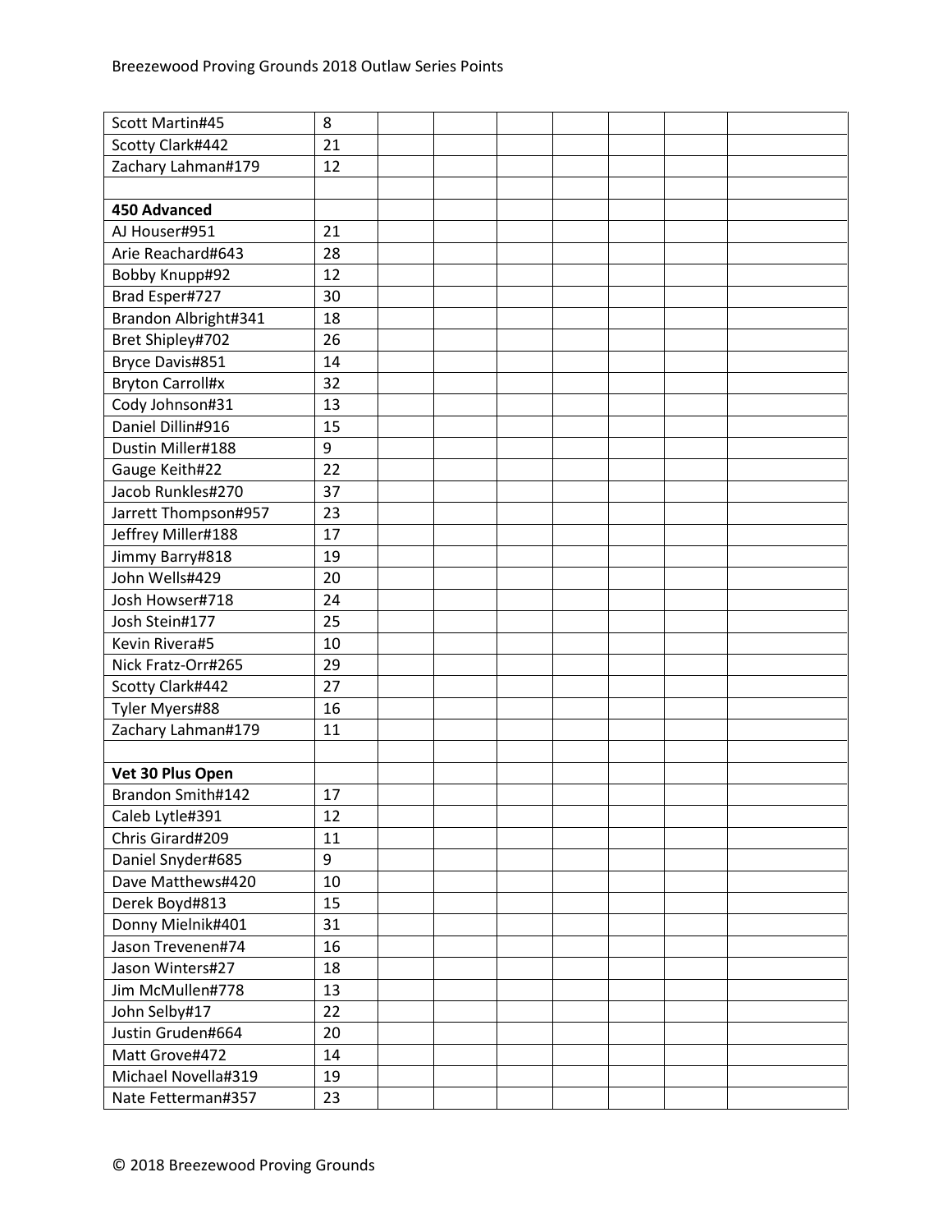| | | | | | | | | |
|---|---|---|---|---|---|---|---|---|
| Scott Martin#45 | 8 | | | | | | | |
| Scotty Clark#442 | 21 | | | | | | | |
| Zachary Lahman#179 | 12 | | | | | | | |
| | | | | | | | | |
| **450 Advanced** | | | | | | | | |
| AJ Houser#951 | 21 | | | | | | | |
| Arie Reachard#643 | 28 | | | | | | | |
| Bobby Knupp#92 | 12 | | | | | | | |
| Brad Esper#727 | 30 | | | | | | | |
| Brandon Albright#341 | 18 | | | | | | | |
| Bret Shipley#702 | 26 | | | | | | | |
| Bryce Davis#851 | 14 | | | | | | | |
| Bryton Carroll#x | 32 | | | | | | | |
| Cody Johnson#31 | 13 | | | | | | | |
| Daniel Dillin#916 | 15 | | | | | | | |
| Dustin Miller#188 | 9 | | | | | | | |
| Gauge Keith#22 | 22 | | | | | | | |
| Jacob Runkles#270 | 37 | | | | | | | |
| Jarrett Thompson#957 | 23 | | | | | | | |
| Jeffrey Miller#188 | 17 | | | | | | | |
| Jimmy Barry#818 | 19 | | | | | | | |
| John Wells#429 | 20 | | | | | | | |
| Josh Howser#718 | 24 | | | | | | | |
| Josh Stein#177 | 25 | | | | | | | |
| Kevin Rivera#5 | 10 | | | | | | | |
| Nick Fratz-Orr#265 | 29 | | | | | | | |
| Scotty Clark#442 | 27 | | | | | | | |
| Tyler Myers#88 | 16 | | | | | | | |
| Zachary Lahman#179 | 11 | | | | | | | |
| | | | | | | | | |
| **Vet 30 Plus Open** | | | | | | | | |
| Brandon Smith#142 | 17 | | | | | | | |
| Caleb Lytle#391 | 12 | | | | | | | |
| Chris Girard#209 | 11 | | | | | | | |
| Daniel Snyder#685 | 9 | | | | | | | |
| Dave Matthews#420 | 10 | | | | | | | |
| Derek Boyd#813 | 15 | | | | | | | |
| Donny Mielnik#401 | 31 | | | | | | | |
| Jason Trevenen#74 | 16 | | | | | | | |
| Jason Winters#27 | 18 | | | | | | | |
| Jim McMullen#778 | 13 | | | | | | | |
| John Selby#17 | 22 | | | | | | | |
| Justin Gruden#664 | 20 | | | | | | | |
| Matt Grove#472 | 14 | | | | | | | |
| Michael Novella#319 | 19 | | | | | | | |
| Nate Fetterman#357 | 23 | | | | | | | |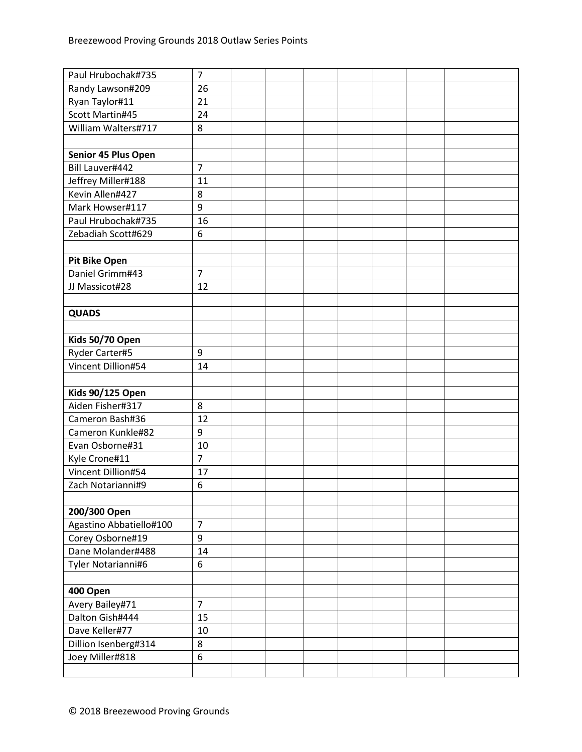| | | | | | | | | |
|---|---|---|---|---|---|---|---|---|
| Paul Hrubochak#735 | 7 | | | | | | | |
| Randy Lawson#209 | 26 | | | | | | | |
| Ryan Taylor#11 | 21 | | | | | | | |
| Scott Martin#45 | 24 | | | | | | | |
| William Walters#717 | 8 | | | | | | | |
| | | | | | | | | |
| **Senior 45 Plus Open** | | | | | | | | |
| Bill Lauver#442 | 7 | | | | | | | |
| Jeffrey Miller#188 | 11 | | | | | | | |
| Kevin Allen#427 | 8 | | | | | | | |
| Mark Howser#117 | 9 | | | | | | | |
| Paul Hrubochak#735 | 16 | | | | | | | |
| Zebadiah Scott#629 | 6 | | | | | | | |
| | | | | | | | | |
| **Pit Bike Open** | | | | | | | | |
| Daniel Grimm#43 | 7 | | | | | | | |
| JJ Massicot#28 | 12 | | | | | | | |
| | | | | | | | | |
| **QUADS** | | | | | | | | |
| | | | | | | | | |
| **Kids 50/70 Open** | | | | | | | | |
| Ryder Carter#5 | 9 | | | | | | | |
| Vincent Dillion#54 | 14 | | | | | | | |
| | | | | | | | | |
| **Kids 90/125 Open** | | | | | | | | |
| Aiden Fisher#317 | 8 | | | | | | | |
| Cameron Bash#36 | 12 | | | | | | | |
| Cameron Kunkle#82 | 9 | | | | | | | |
| Evan Osborne#31 | 10 | | | | | | | |
| Kyle Crone#11 | 7 | | | | | | | |
| Vincent Dillion#54 | 17 | | | | | | | |
| Zach Notarianni#9 | 6 | | | | | | | |
| | | | | | | | | |
| **200/300 Open** | | | | | | | | |
| Agastino Abbatiello#100 | 7 | | | | | | | |
| Corey Osborne#19 | 9 | | | | | | | |
| Dane Molander#488 | 14 | | | | | | | |
| Tyler Notarianni#6 | 6 | | | | | | | |
| | | | | | | | | |
| **400 Open** | | | | | | | | |
| Avery Bailey#71 | 7 | | | | | | | |
| Dalton Gish#444 | 15 | | | | | | | |
| Dave Keller#77 | 10 | | | | | | | |
| Dillion Isenberg#314 | 8 | | | | | | | |
| Joey Miller#818 | 6 | | | | | | | |
| | | | | | | | | |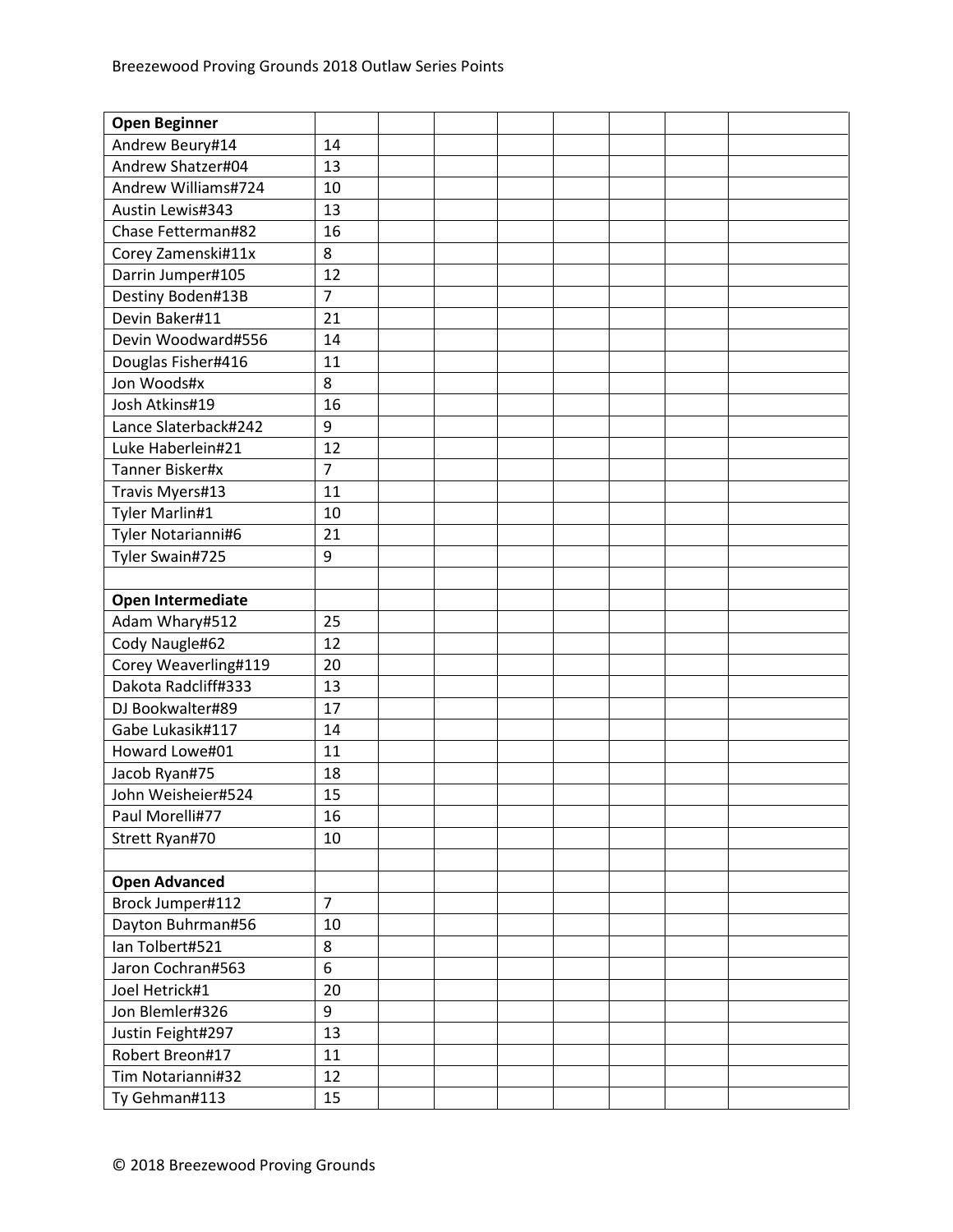| **Open Beginner** | | | | | | | | |
|---|---|---|---|---|---|---|---|---|
| Andrew Beury#14 | 14 | | | | | | | |
| Andrew Shatzer#04 | 13 | | | | | | | |
| Andrew Williams#724 | 10 | | | | | | | |
| Austin Lewis#343 | 13 | | | | | | | |
| Chase Fetterman#82 | 16 | | | | | | | |
| Corey Zamenski#11x | 8 | | | | | | | |
| Darrin Jumper#105 | 12 | | | | | | | |
| Destiny Boden#13B | 7 | | | | | | | |
| Devin Baker#11 | 21 | | | | | | | |
| Devin Woodward#556 | 14 | | | | | | | |
| Douglas Fisher#416 | 11 | | | | | | | |
| Jon Woods#x | 8 | | | | | | | |
| Josh Atkins#19 | 16 | | | | | | | |
| Lance Slaterback#242 | 9 | | | | | | | |
| Luke Haberlein#21 | 12 | | | | | | | |
| Tanner Bisker#x | 7 | | | | | | | |
| Travis Myers#13 | 11 | | | | | | | |
| Tyler Marlin#1 | 10 | | | | | | | |
| Tyler Notarianni#6 | 21 | | | | | | | |
| Tyler Swain#725 | 9 | | | | | | | |
| | | | | | | | | |
| **Open Intermediate** | | | | | | | | |
| Adam Whary#512 | 25 | | | | | | | |
| Cody Naugle#62 | 12 | | | | | | | |
| Corey Weaverling#119 | 20 | | | | | | | |
| Dakota Radcliff#333 | 13 | | | | | | | |
| DJ Bookwalter#89 | 17 | | | | | | | |
| Gabe Lukasik#117 | 14 | | | | | | | |
| Howard Lowe#01 | 11 | | | | | | | |
| Jacob Ryan#75 | 18 | | | | | | | |
| John Weisheier#524 | 15 | | | | | | | |
| Paul Morelli#77 | 16 | | | | | | | |
| Strett Ryan#70 | 10 | | | | | | | |
| | | | | | | | | |
| **Open Advanced** | | | | | | | | |
| Brock Jumper#112 | 7 | | | | | | | |
| Dayton Buhrman#56 | 10 | | | | | | | |
| Ian Tolbert#521 | 8 | | | | | | | |
| Jaron Cochran#563 | 6 | | | | | | | |
| Joel Hetrick#1 | 20 | | | | | | | |
| Jon Blemler#326 | 9 | | | | | | | |
| Justin Feight#297 | 13 | | | | | | | |
| Robert Breon#17 | 11 | | | | | | | |
| Tim Notarianni#32 | 12 | | | | | | | |
| Ty Gehman#113 | 15 | | | | | | | |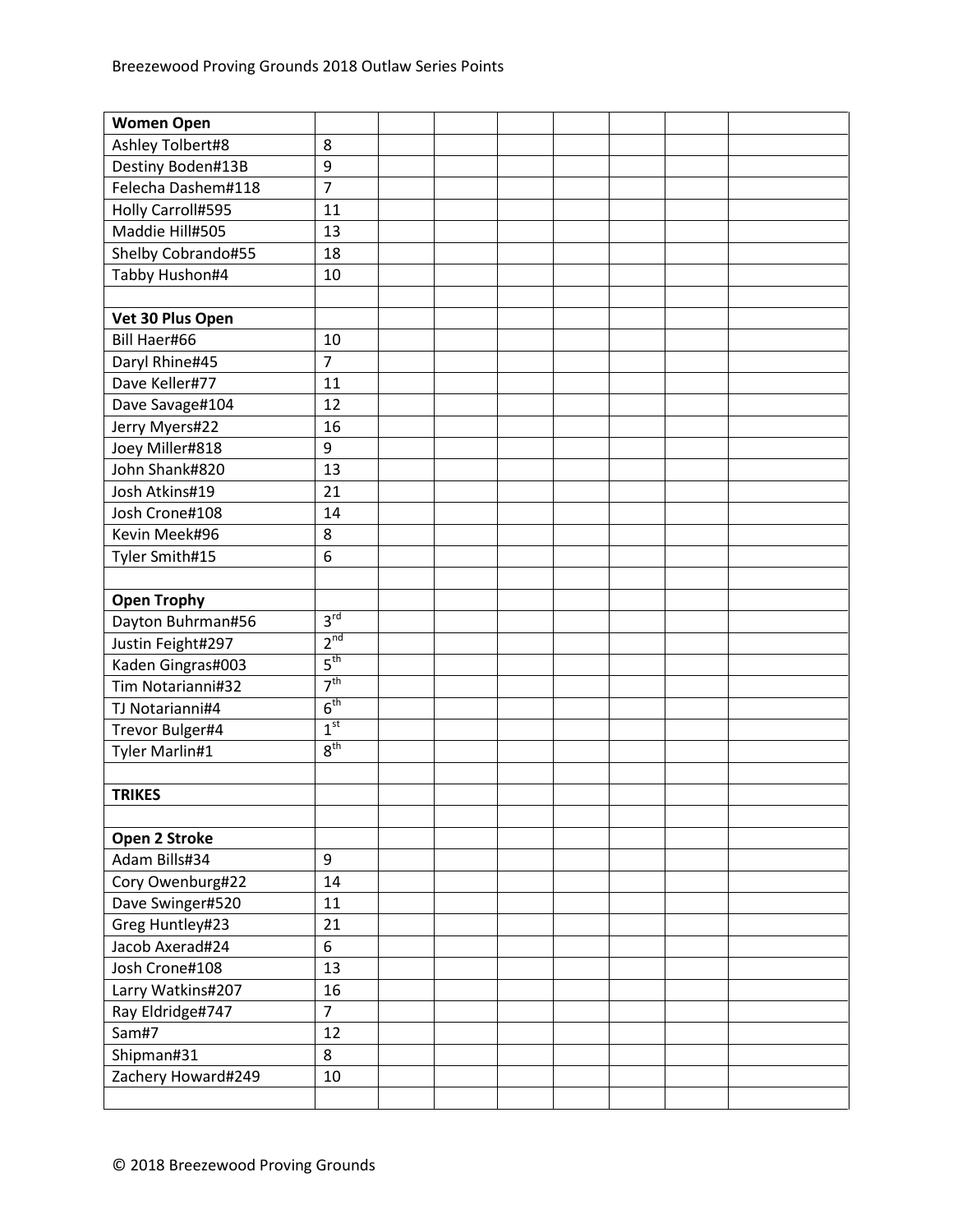| Women Open | | | | | | | | |
|---|---|---|---|---|---|---|---|---|
| Ashley Tolbert#8 | 8 | | | | | | | |
| Destiny Boden#13B | 9 | | | | | | | |
| Felecha Dashem#118 | 7 | | | | | | | |
| Holly Carroll#595 | 11 | | | | | | | |
| Maddie Hill#505 | 13 | | | | | | | |
| Shelby Cobrando#55 | 18 | | | | | | | |
| Tabby Hushon#4 | 10 | | | | | | | |
| | | | | | | | | |
| **Vet 30 Plus Open** | | | | | | | | |
| Bill Haer#66 | 10 | | | | | | | |
| Daryl Rhine#45 | 7 | | | | | | | |
| Dave Keller#77 | 11 | | | | | | | |
| Dave Savage#104 | 12 | | | | | | | |
| Jerry Myers#22 | 16 | | | | | | | |
| Joey Miller#818 | 9 | | | | | | | |
| John Shank#820 | 13 | | | | | | | |
| Josh Atkins#19 | 21 | | | | | | | |
| Josh Crone#108 | 14 | | | | | | | |
| Kevin Meek#96 | 8 | | | | | | | |
| Tyler Smith#15 | 6 | | | | | | | |
| | | | | | | | | |
| **Open Trophy** | | | | | | | | |
| Dayton Buhrman#56 | 3rd | | | | | | | |
| Justin Feight#297 | 2nd | | | | | | | |
| Kaden Gingras#003 | 5th | | | | | | | |
| Tim Notarianni#32 | 7th | | | | | | | |
| TJ Notarianni#4 | 6th | | | | | | | |
| Trevor Bulger#4 | 1st | | | | | | | |
| Tyler Marlin#1 | 8th | | | | | | | |
| | | | | | | | | |
| **TRIKES** | | | | | | | | |
| | | | | | | | | |
| **Open 2 Stroke** | | | | | | | | |
| Adam Bills#34 | 9 | | | | | | | |
| Cory Owenburg#22 | 14 | | | | | | | |
| Dave Swinger#520 | 11 | | | | | | | |
| Greg Huntley#23 | 21 | | | | | | | |
| Jacob Axerad#24 | 6 | | | | | | | |
| Josh Crone#108 | 13 | | | | | | | |
| Larry Watkins#207 | 16 | | | | | | | |
| Ray Eldridge#747 | 7 | | | | | | | |
| Sam#7 | 12 | | | | | | | |
| Shipman#31 | 8 | | | | | | | |
| Zachery Howard#249 | 10 | | | | | | | |
| | | | | | | | | |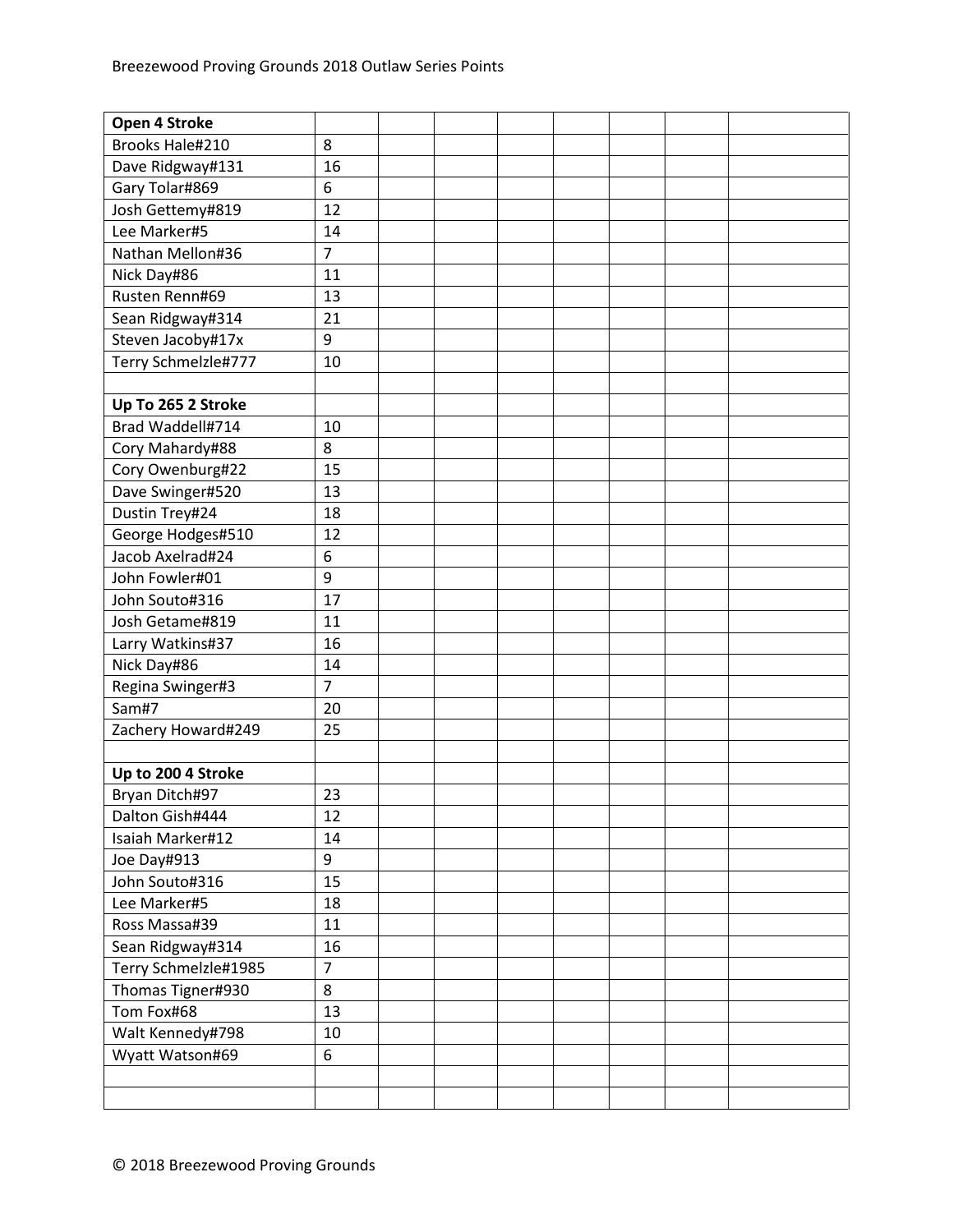| Open 4 Stroke | | | | | | | | |
|---|---|---|---|---|---|---|---|---|
| Brooks Hale#210 | 8 | | | | | | | |
| Dave Ridgway#131 | 16 | | | | | | | |
| Gary Tolar#869 | 6 | | | | | | | |
| Josh Gettemy#819 | 12 | | | | | | | |
| Lee Marker#5 | 14 | | | | | | | |
| Nathan Mellon#36 | 7 | | | | | | | |
| Nick Day#86 | 11 | | | | | | | |
| Rusten Renn#69 | 13 | | | | | | | |
| Sean Ridgway#314 | 21 | | | | | | | |
| Steven Jacoby#17x | 9 | | | | | | | |
| Terry Schmelzle#777 | 10 | | | | | | | |
| | | | | | | | | |
| **Up To 265 2 Stroke** | | | | | | | | |
| Brad Waddell#714 | 10 | | | | | | | |
| Cory Mahardy#88 | 8 | | | | | | | |
| Cory Owenburg#22 | 15 | | | | | | | |
| Dave Swinger#520 | 13 | | | | | | | |
| Dustin Trey#24 | 18 | | | | | | | |
| George Hodges#510 | 12 | | | | | | | |
| Jacob Axelrad#24 | 6 | | | | | | | |
| John Fowler#01 | 9 | | | | | | | |
| John Souto#316 | 17 | | | | | | | |
| Josh Getame#819 | 11 | | | | | | | |
| Larry Watkins#37 | 16 | | | | | | | |
| Nick Day#86 | 14 | | | | | | | |
| Regina Swinger#3 | 7 | | | | | | | |
| Sam#7 | 20 | | | | | | | |
| Zachery Howard#249 | 25 | | | | | | | |
| | | | | | | | | |
| **Up to 200 4 Stroke** | | | | | | | | |
| Bryan Ditch#97 | 23 | | | | | | | |
| Dalton Gish#444 | 12 | | | | | | | |
| Isaiah Marker#12 | 14 | | | | | | | |
| Joe Day#913 | 9 | | | | | | | |
| John Souto#316 | 15 | | | | | | | |
| Lee Marker#5 | 18 | | | | | | | |
| Ross Massa#39 | 11 | | | | | | | |
| Sean Ridgway#314 | 16 | | | | | | | |
| Terry Schmelzle#1985 | 7 | | | | | | | |
| Thomas Tigner#930 | 8 | | | | | | | |
| Tom Fox#68 | 13 | | | | | | | |
| Walt Kennedy#798 | 10 | | | | | | | |
| Wyatt Watson#69 | 6 | | | | | | | |
| | | | | | | | | |
| | | | | | | | | |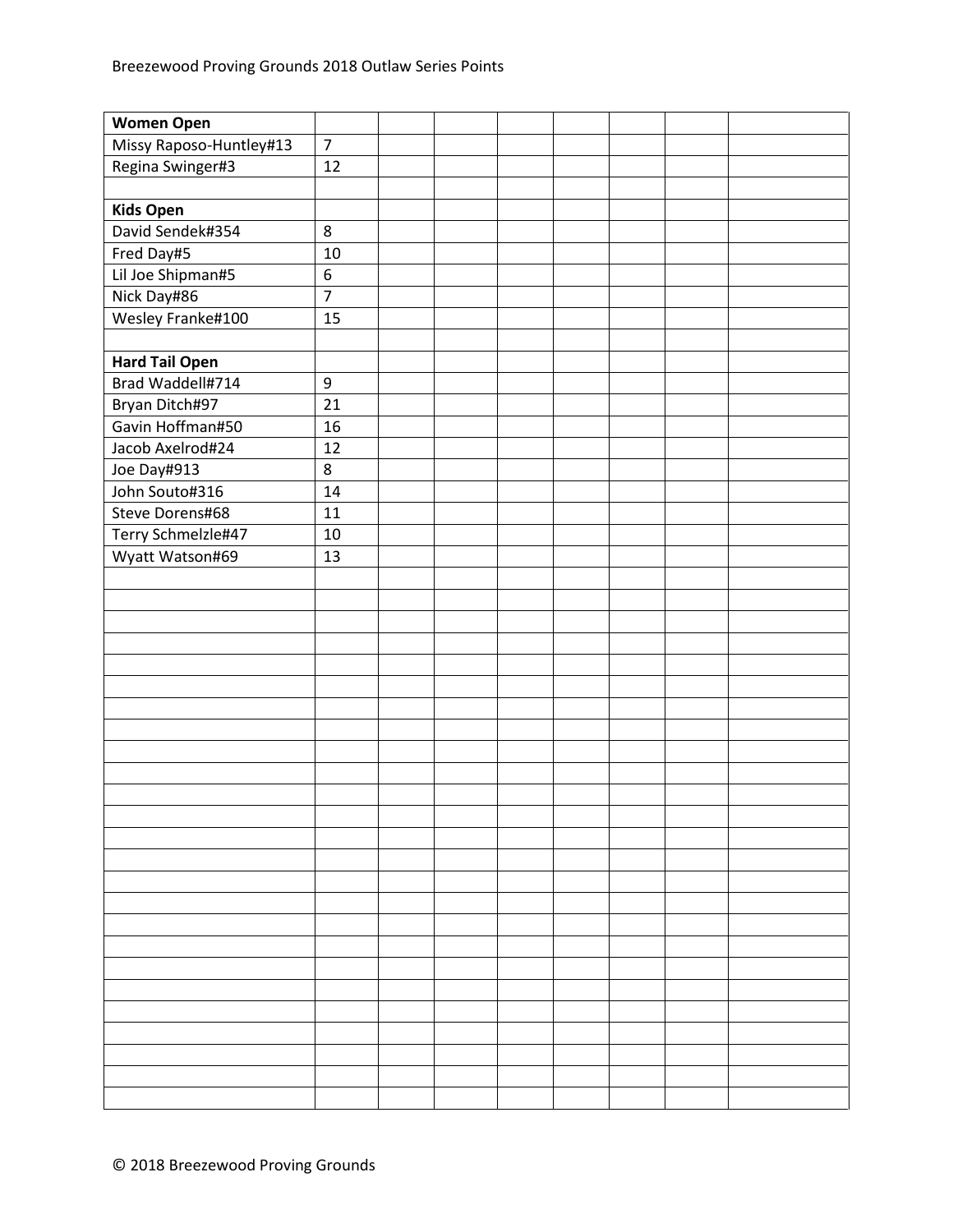| | | | | | | | | |
|---|---|---|---|---|---|---|---|---|
| **Women Open** | | | | | | | | |
| Missy Raposo-Huntley#13 | 7 | | | | | | | |
| Regina Swinger#3 | 12 | | | | | | | |
| | | | | | | | | |
| **Kids Open** | | | | | | | | |
| David Sendek#354 | 8 | | | | | | | |
| Fred Day#5 | 10 | | | | | | | |
| Lil Joe Shipman#5 | 6 | | | | | | | |
| Nick Day#86 | 7 | | | | | | | |
| Wesley Franke#100 | 15 | | | | | | | |
| | | | | | | | | |
| **Hard Tail Open** | | | | | | | | |
| Brad Waddell#714 | 9 | | | | | | | |
| Bryan Ditch#97 | 21 | | | | | | | |
| Gavin Hoffman#50 | 16 | | | | | | | |
| Jacob Axelrod#24 | 12 | | | | | | | |
| Joe Day#913 | 8 | | | | | | | |
| John Souto#316 | 14 | | | | | | | |
| Steve Dorens#68 | 11 | | | | | | | |
| Terry Schmelzle#47 | 10 | | | | | | | |
| Wyatt Watson#69 | 13 | | | | | | | |